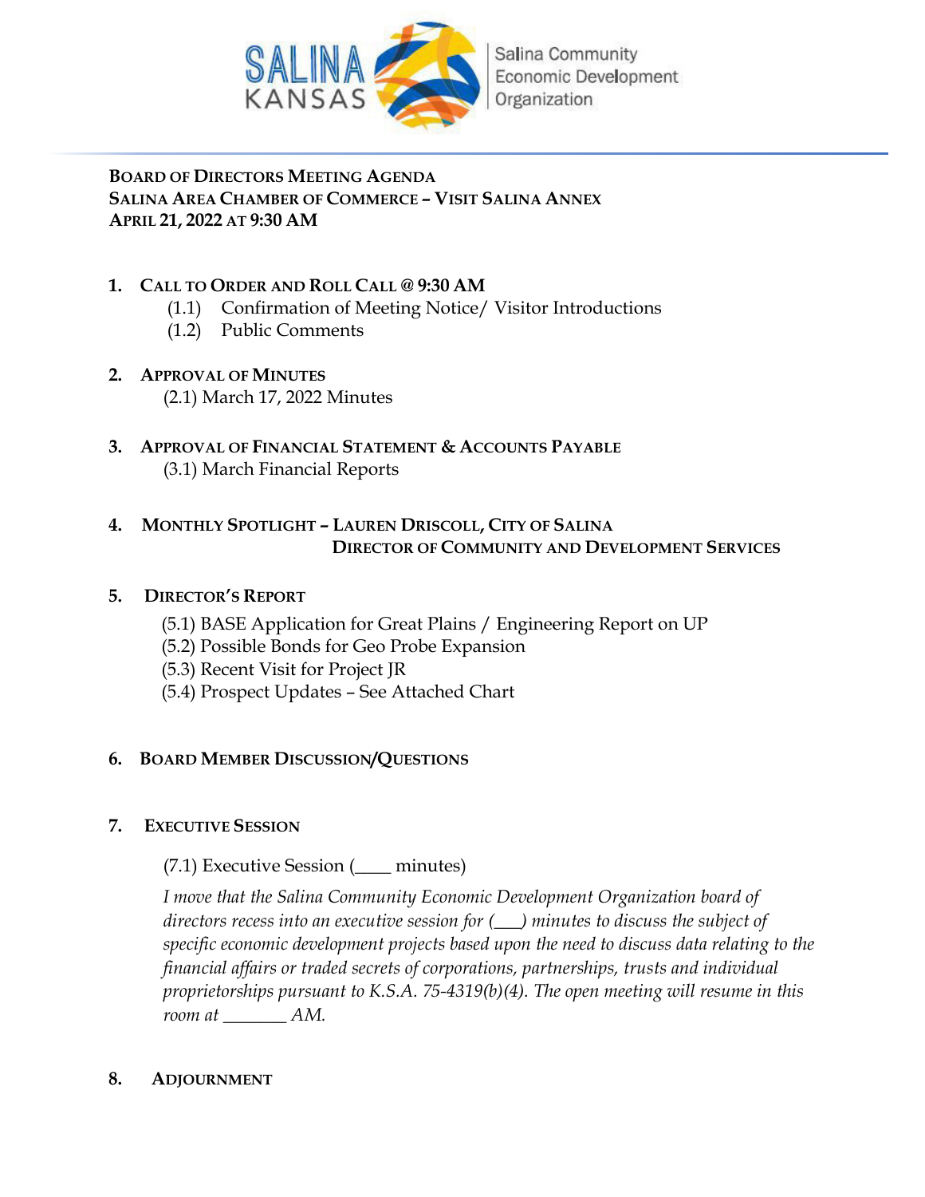SALINA KANSAS | Salina Community Economic Development Organization

# Board of Directors Meeting Agenda
## Salina Area Chamber of Commerce – Visit Salina Annex
## April 21, 2022 at 9:30 AM

1. **Call to Order and Roll Call @ 9:30 AM**
   - (1.1) Confirmation of Meeting Notice/ Visitor Introductions
   - (1.2) Public Comments

2. **Approval of Minutes**
   - (2.1) March 17, 2022 Minutes

3. **Approval of Financial Statement & Accounts Payable**
   - (3.1) March Financial Reports

4. **Monthly Spotlight – Lauren Driscoll, City of Salina Director of Community and Development Services**

5. **Director's Report**
   - (5.1) BASE Application for Great Plains / Engineering Report on UP
   - (5.2) Possible Bonds for Geo Probe Expansion
   - (5.3) Recent Visit for Project JR
   - (5.4) Prospect Updates – See Attached Chart

6. **Board Member Discussion/Questions**

7. **Executive Session**
   - (7.1) Executive Session (____ minutes)

     *I move that the Salina Community Economic Development Organization board of directors recess into an executive session for (___) minutes to discuss the subject of specific economic development projects based upon the need to discuss data relating to the financial affairs or traded secrets of corporations, partnerships, trusts and individual proprietorships pursuant to K.S.A. 75-4319(b)(4). The open meeting will resume in this room at _______ AM.*

8. **Adjournment**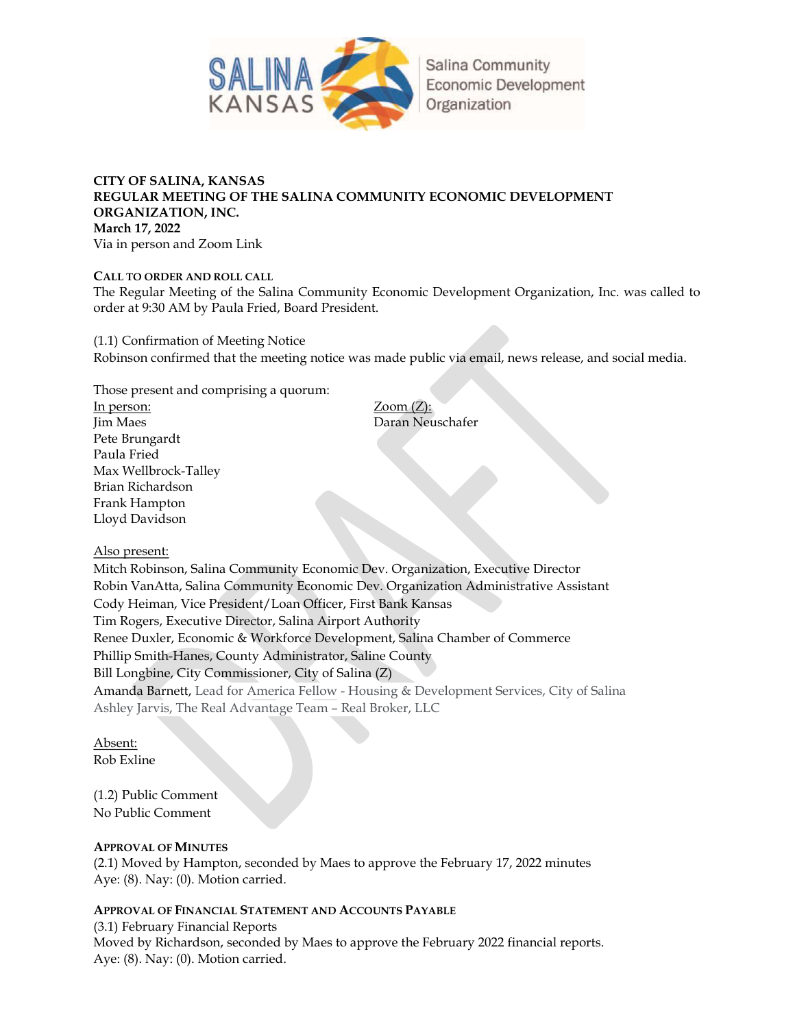**CITY OF SALINA, KANSAS**
**REGULAR MEETING OF THE SALINA COMMUNITY ECONOMIC DEVELOPMENT ORGANIZATION, INC.**
**March 17, 2022**
Via in person and Zoom Link

**CALL TO ORDER AND ROLL CALL**
The Regular Meeting of the Salina Community Economic Development Organization, Inc. was called to order at 9:30 AM by Paula Fried, Board President.

(1.1) Confirmation of Meeting Notice
Robinson confirmed that the meeting notice was made public via email, news release, and social media.

Those present and comprising a quorum:

In person:
Jim Maes
Pete Brungardt
Paula Fried
Max Wellbrock-Talley
Brian Richardson
Frank Hampton
Lloyd Davidson

Zoom (Z):
Daran Neuschafer

Also present:
Mitch Robinson, Salina Community Economic Dev. Organization, Executive Director
Robin VanAtta, Salina Community Economic Dev. Organization Administrative Assistant
Cody Heiman, Vice President/Loan Officer, First Bank Kansas
Tim Rogers, Executive Director, Salina Airport Authority
Renee Duxler, Economic & Workforce Development, Salina Chamber of Commerce
Phillip Smith-Hanes, County Administrator, Saline County
Bill Longbine, City Commissioner, City of Salina (Z)
Amanda Barnett, Lead for America Fellow - Housing & Development Services, City of Salina
Ashley Jarvis, The Real Advantage Team – Real Broker, LLC

Absent:
Rob Exline

(1.2) Public Comment
No Public Comment

**APPROVAL OF MINUTES**
(2.1) Moved by Hampton, seconded by Maes to approve the February 17, 2022 minutes
Aye: (8). Nay: (0). Motion carried.

**APPROVAL OF FINANCIAL STATEMENT AND ACCOUNTS PAYABLE**
(3.1) February Financial Reports
Moved by Richardson, seconded by Maes to approve the February 2022 financial reports.
Aye: (8). Nay: (0). Motion carried.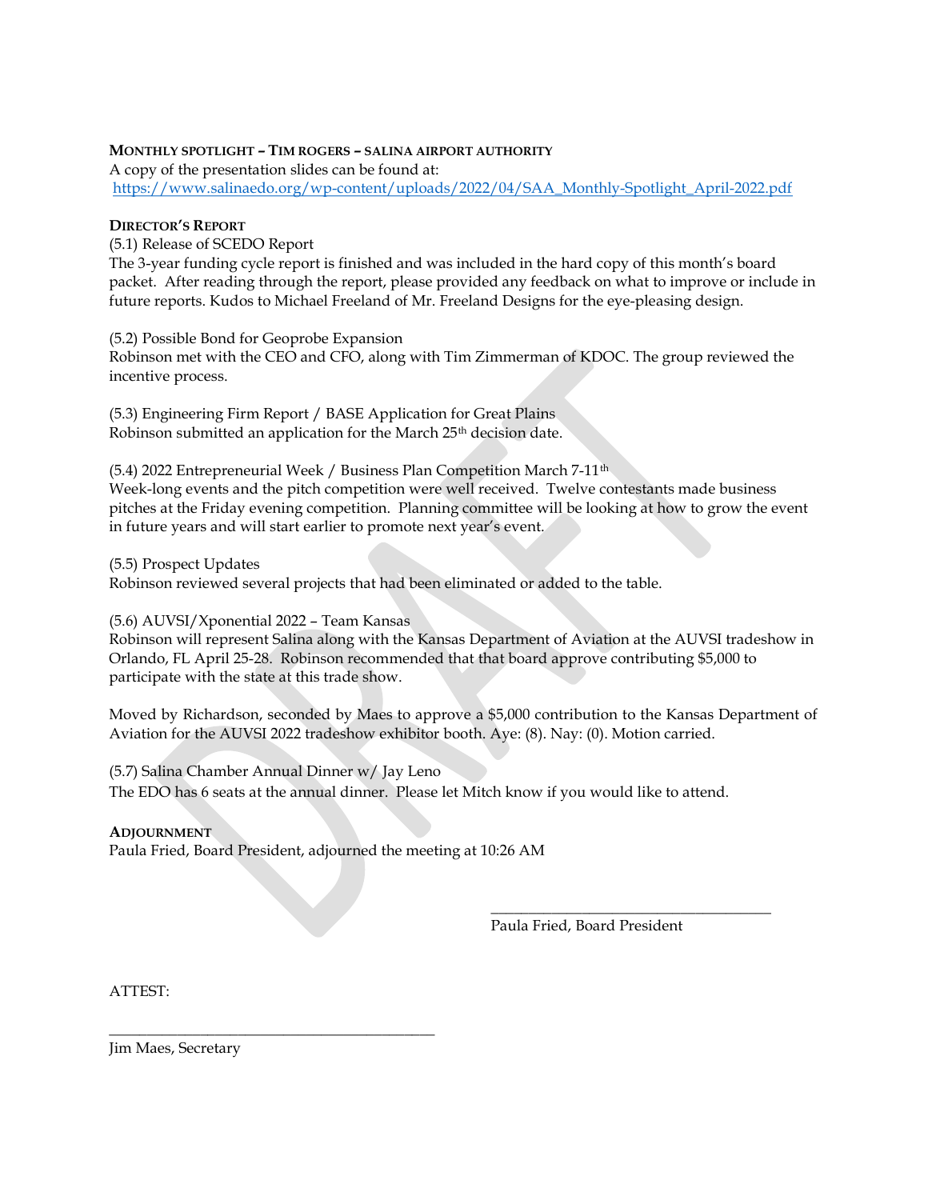**MONTHLY SPOTLIGHT – TIM ROGERS – SALINA AIRPORT AUTHORITY**

A copy of the presentation slides can be found at:
https://www.salinaedo.org/wp-content/uploads/2022/04/SAA_Monthly-Spotlight_April-2022.pdf

**DIRECTOR'S REPORT**

(5.1) Release of SCEDO Report
The 3-year funding cycle report is finished and was included in the hard copy of this month's board packet. After reading through the report, please provided any feedback on what to improve or include in future reports. Kudos to Michael Freeland of Mr. Freeland Designs for the eye-pleasing design.

(5.2) Possible Bond for Geoprobe Expansion
Robinson met with the CEO and CFO, along with Tim Zimmerman of KDOC. The group reviewed the incentive process.

(5.3) Engineering Firm Report / BASE Application for Great Plains
Robinson submitted an application for the March 25th decision date.

(5.4) 2022 Entrepreneurial Week / Business Plan Competition March 7-11th
Week-long events and the pitch competition were well received. Twelve contestants made business pitches at the Friday evening competition. Planning committee will be looking at how to grow the event in future years and will start earlier to promote next year's event.

(5.5) Prospect Updates
Robinson reviewed several projects that had been eliminated or added to the table.

(5.6) AUVSI/Xponential 2022 – Team Kansas
Robinson will represent Salina along with the Kansas Department of Aviation at the AUVSI tradeshow in Orlando, FL April 25-28. Robinson recommended that that board approve contributing $5,000 to participate with the state at this trade show.

Moved by Richardson, seconded by Maes to approve a $5,000 contribution to the Kansas Department of Aviation for the AUVSI 2022 tradeshow exhibitor booth. Aye: (8). Nay: (0). Motion carried.

(5.7) Salina Chamber Annual Dinner w/ Jay Leno
The EDO has 6 seats at the annual dinner. Please let Mitch know if you would like to attend.

**ADJOURNMENT**

Paula Fried, Board President, adjourned the meeting at 10:26 AM

\_\_\_\_\_\_\_\_\_\_\_\_\_\_\_\_\_\_\_\_\_\_\_\_\_\_\_\_\_\_\_\_\_\_\_\_
Paula Fried, Board President

ATTEST:

\_\_\_\_\_\_\_\_\_\_\_\_\_\_\_\_\_\_\_\_\_\_\_\_\_\_\_\_\_\_\_\_\_\_\_\_
Jim Maes, Secretary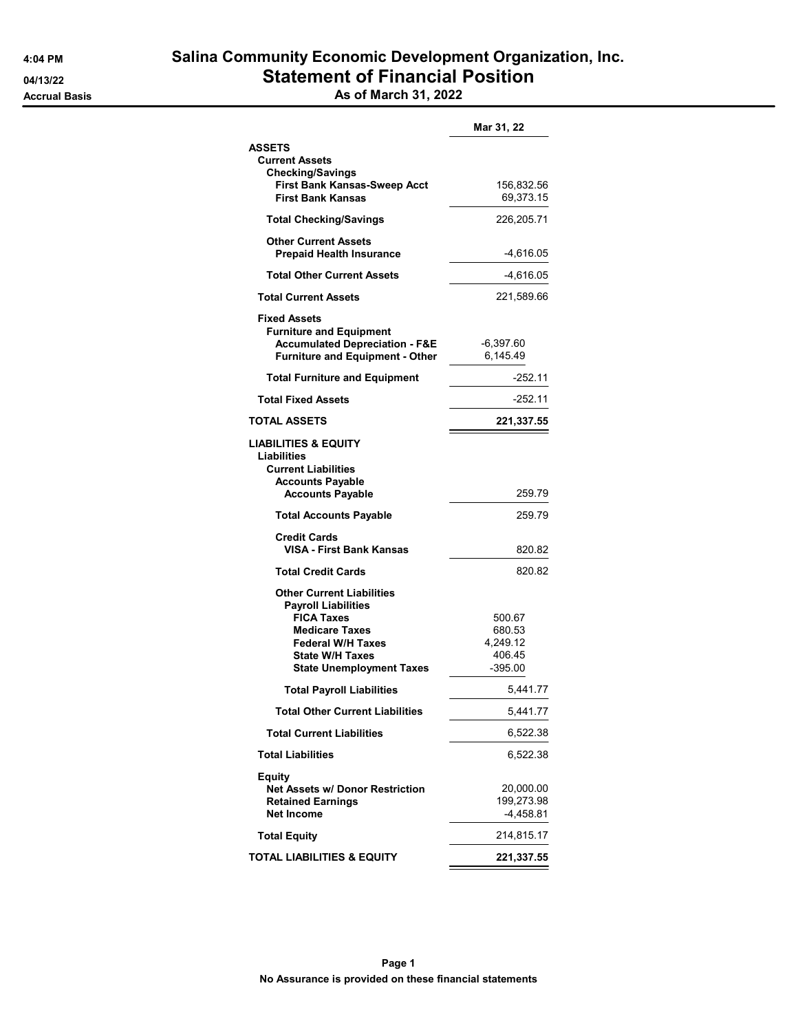# Salina Community Economic Development Organization, Inc.

## Statement of Financial Position

### As of March 31, 2022

4:04 PM
04/13/22
Accrual Basis

| | Mar 31, 22 |
|---|---|
| **ASSETS** | |
| **Current Assets** | |
| **Checking/Savings** | |
| **First Bank Kansas-Sweep Acct** | 156,832.56 |
| **First Bank Kansas** | 69,373.15 |
| **Total Checking/Savings** | 226,205.71 |
| **Other Current Assets** | |
| **Prepaid Health Insurance** | -4,616.05 |
| **Total Other Current Assets** | -4,616.05 |
| **Total Current Assets** | 221,589.66 |
| **Fixed Assets** | |
| **Furniture and Equipment** | |
| **Accumulated Depreciation - F&E** | -6,397.60 |
| **Furniture and Equipment - Other** | 6,145.49 |
| **Total Furniture and Equipment** | -252.11 |
| **Total Fixed Assets** | -252.11 |
| **TOTAL ASSETS** | **221,337.55** |
| **LIABILITIES & EQUITY** | |
| **Liabilities** | |
| **Current Liabilities** | |
| **Accounts Payable** | |
| **Accounts Payable** | 259.79 |
| **Total Accounts Payable** | 259.79 |
| **Credit Cards** | |
| **VISA - First Bank Kansas** | 820.82 |
| **Total Credit Cards** | 820.82 |
| **Other Current Liabilities** | |
| **Payroll Liabilities** | |
| **FICA Taxes** | 500.67 |
| **Medicare Taxes** | 680.53 |
| **Federal W/H Taxes** | 4,249.12 |
| **State W/H Taxes** | 406.45 |
| **State Unemployment Taxes** | -395.00 |
| **Total Payroll Liabilities** | 5,441.77 |
| **Total Other Current Liabilities** | 5,441.77 |
| **Total Current Liabilities** | 6,522.38 |
| **Total Liabilities** | 6,522.38 |
| **Equity** | |
| **Net Assets w/ Donor Restriction** | 20,000.00 |
| **Retained Earnings** | 199,273.98 |
| **Net Income** | -4,458.81 |
| **Total Equity** | 214,815.17 |
| **TOTAL LIABILITIES & EQUITY** | **221,337.55** |

**No Assurance is provided on these financial statements**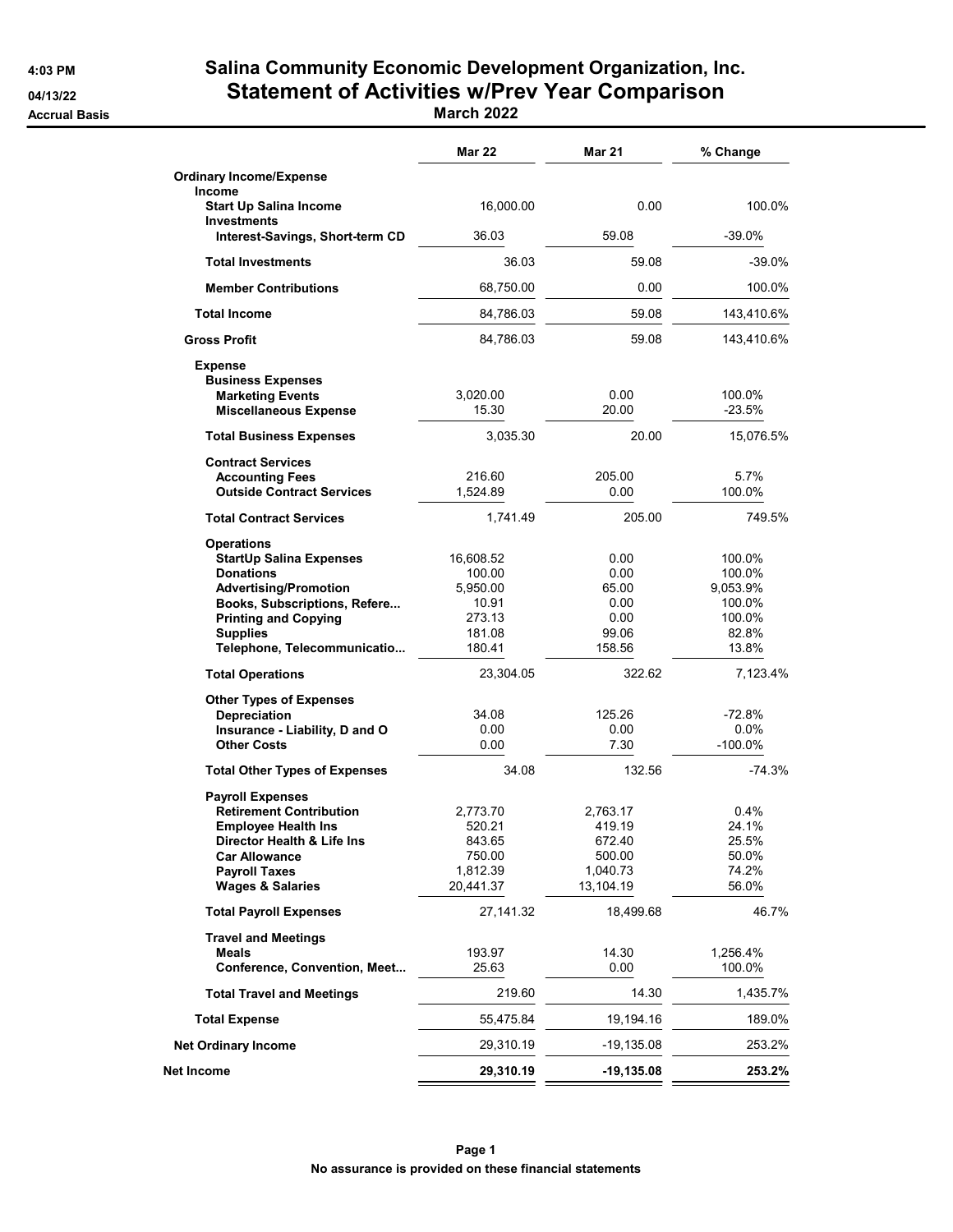4:03 PM

04/13/22

Accrual Basis

# Salina Community Economic Development Organization, Inc.
## Statement of Activities w/Prev Year Comparison
### March 2022

| | Mar 22 | Mar 21 | % Change |
|---|---|---|---|
| **Ordinary Income/Expense** | | | |
| **Income** | | | |
| **Start Up Salina Income** | 16,000.00 | 0.00 | 100.0% |
| **Investments** | | | |
| **Interest-Savings, Short-term CD** | 36.03 | 59.08 | -39.0% |
| **Total Investments** | 36.03 | 59.08 | -39.0% |
| **Member Contributions** | 68,750.00 | 0.00 | 100.0% |
| **Total Income** | 84,786.03 | 59.08 | 143,410.6% |
| **Gross Profit** | 84,786.03 | 59.08 | 143,410.6% |
| **Expense** | | | |
| **Business Expenses** | | | |
| **Marketing Events** | 3,020.00 | 0.00 | 100.0% |
| **Miscellaneous Expense** | 15.30 | 20.00 | -23.5% |
| **Total Business Expenses** | 3,035.30 | 20.00 | 15,076.5% |
| **Contract Services** | | | |
| **Accounting Fees** | 216.60 | 205.00 | 5.7% |
| **Outside Contract Services** | 1,524.89 | 0.00 | 100.0% |
| **Total Contract Services** | 1,741.49 | 205.00 | 749.5% |
| **Operations** | | | |
| **StartUp Salina Expenses** | 16,608.52 | 0.00 | 100.0% |
| **Donations** | 100.00 | 0.00 | 100.0% |
| **Advertising/Promotion** | 5,950.00 | 65.00 | 9,053.9% |
| **Books, Subscriptions, Refere...** | 10.91 | 0.00 | 100.0% |
| **Printing and Copying** | 273.13 | 0.00 | 100.0% |
| **Supplies** | 181.08 | 99.06 | 82.8% |
| **Telephone, Telecommunicatio...** | 180.41 | 158.56 | 13.8% |
| **Total Operations** | 23,304.05 | 322.62 | 7,123.4% |
| **Other Types of Expenses** | | | |
| **Depreciation** | 34.08 | 125.26 | -72.8% |
| **Insurance - Liability, D and O** | 0.00 | 0.00 | 0.0% |
| **Other Costs** | 0.00 | 7.30 | -100.0% |
| **Total Other Types of Expenses** | 34.08 | 132.56 | -74.3% |
| **Payroll Expenses** | | | |
| **Retirement Contribution** | 2,773.70 | 2,763.17 | 0.4% |
| **Employee Health Ins** | 520.21 | 419.19 | 24.1% |
| **Director Health & Life Ins** | 843.65 | 672.40 | 25.5% |
| **Car Allowance** | 750.00 | 500.00 | 50.0% |
| **Payroll Taxes** | 1,812.39 | 1,040.73 | 74.2% |
| **Wages & Salaries** | 20,441.37 | 13,104.19 | 56.0% |
| **Total Payroll Expenses** | 27,141.32 | 18,499.68 | 46.7% |
| **Travel and Meetings** | | | |
| **Meals** | 193.97 | 14.30 | 1,256.4% |
| **Conference, Convention, Meet...** | 25.63 | 0.00 | 100.0% |
| **Total Travel and Meetings** | 219.60 | 14.30 | 1,435.7% |
| **Total Expense** | 55,475.84 | 19,194.16 | 189.0% |
| **Net Ordinary Income** | 29,310.19 | -19,135.08 | 253.2% |
| **Net Income** | **29,310.19** | **-19,135.08** | **253.2%** |

**No assurance is provided on these financial statements**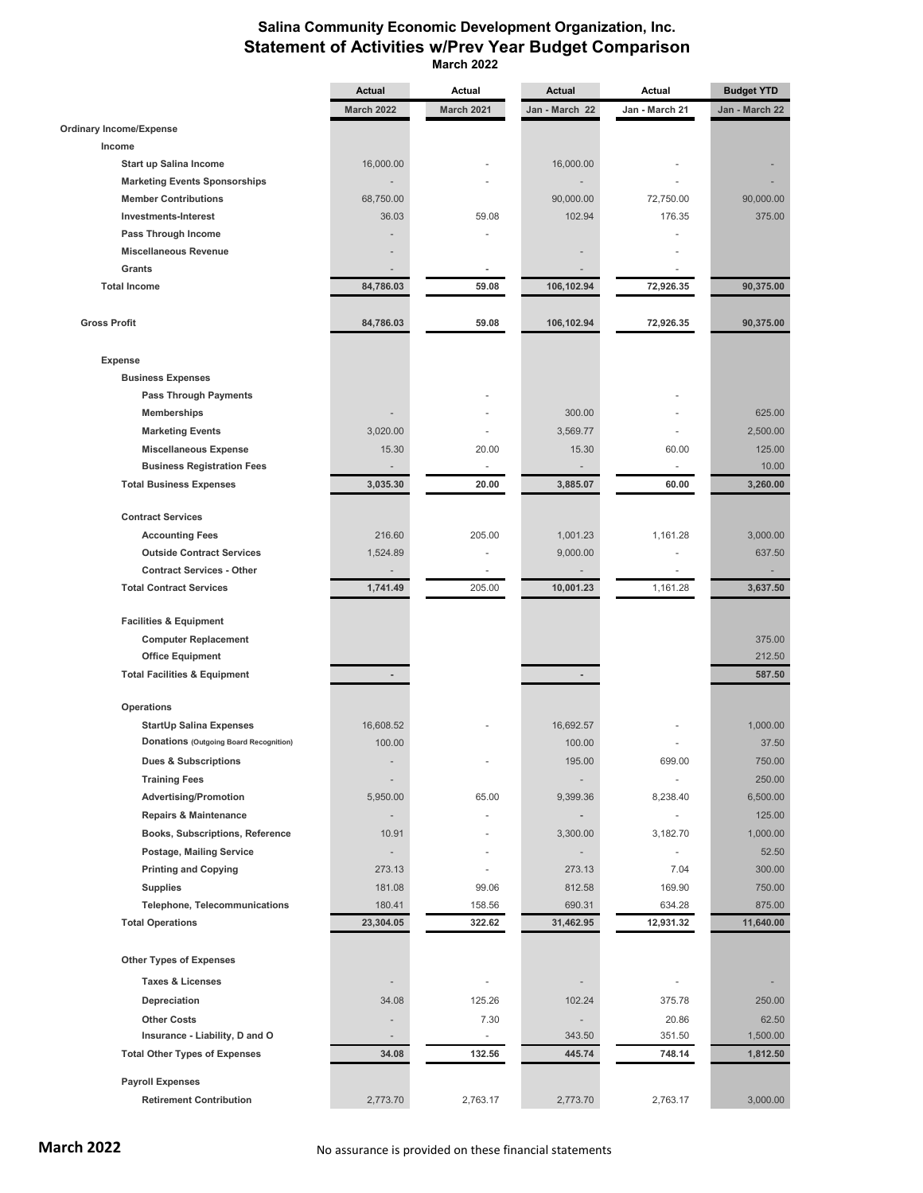# Salina Community Economic Development Organization, Inc.
## Statement of Activities w/Prev Year Budget Comparison
### March 2022

| | Actual | Actual | Actual | Actual | Budget YTD |
|---|---|---|---|---|---|
| | March 2022 | March 2021 | Jan - March 22 | Jan - March 21 | Jan - March 22 |
| **Ordinary Income/Expense** | | | | | |
| **Income** | | | | | |
| **Start up Salina Income** | 16,000.00 | - | 16,000.00 | - | - |
| **Marketing Events Sponsorships** | - | - | - | - | - |
| **Member Contributions** | 68,750.00 | | 90,000.00 | 72,750.00 | 90,000.00 |
| **Investments-Interest** | 36.03 | 59.08 | 102.94 | 176.35 | 375.00 |
| **Pass Through Income** | - | - | | - | |
| **Miscellaneous Revenue** | - | | - | - | |
| **Grants** | - | - | - | - | |
| **Total Income** | **84,786.03** | **59.08** | **106,102.94** | **72,926.35** | **90,375.00** |
| **Gross Profit** | **84,786.03** | **59.08** | **106,102.94** | **72,926.35** | **90,375.00** |
| **Expense** | | | | | |
| **Business Expenses** | | | | | |
| **Pass Through Payments** | | - | | - | |
| **Memberships** | - | - | 300.00 | - | 625.00 |
| **Marketing Events** | 3,020.00 | - | 3,569.77 | - | 2,500.00 |
| **Miscellaneous Expense** | 15.30 | 20.00 | 15.30 | 60.00 | 125.00 |
| **Business Registration Fees** | - | - | - | - | 10.00 |
| **Total Business Expenses** | **3,035.30** | **20.00** | **3,885.07** | **60.00** | **3,260.00** |
| **Contract Services** | | | | | |
| **Accounting Fees** | 216.60 | 205.00 | 1,001.23 | 1,161.28 | 3,000.00 |
| **Outside Contract Services** | 1,524.89 | - | 9,000.00 | - | 637.50 |
| **Contract Services - Other** | - | - | - | - | - |
| **Total Contract Services** | **1,741.49** | 205.00 | **10,001.23** | 1,161.28 | **3,637.50** |
| **Facilities & Equipment** | | | | | |
| **Computer Replacement** | | | | | 375.00 |
| **Office Equipment** | | | | | 212.50 |
| **Total Facilities & Equipment** | **-** | | **-** | | **587.50** |
| **Operations** | | | | | |
| **StartUp Salina Expenses** | 16,608.52 | - | 16,692.57 | - | 1,000.00 |
| **Donations** (Outgoing Board Recognition) | 100.00 | | 100.00 | - | 37.50 |
| **Dues & Subscriptions** | - | - | 195.00 | 699.00 | 750.00 |
| **Training Fees** | - | | - | - | 250.00 |
| **Advertising/Promotion** | 5,950.00 | 65.00 | 9,399.36 | 8,238.40 | 6,500.00 |
| **Repairs & Maintenance** | - | - | - | - | 125.00 |
| **Books, Subscriptions, Reference** | 10.91 | - | 3,300.00 | 3,182.70 | 1,000.00 |
| **Postage, Mailing Service** | - | - | - | - | 52.50 |
| **Printing and Copying** | 273.13 | - | 273.13 | 7.04 | 300.00 |
| **Supplies** | 181.08 | 99.06 | 812.58 | 169.90 | 750.00 |
| **Telephone, Telecommunications** | 180.41 | 158.56 | 690.31 | 634.28 | 875.00 |
| **Total Operations** | **23,304.05** | **322.62** | **31,462.95** | **12,931.32** | **11,640.00** |
| **Other Types of Expenses** | | | | | |
| **Taxes & Licenses** | - | - | - | - | - |
| **Depreciation** | 34.08 | 125.26 | 102.24 | 375.78 | 250.00 |
| **Other Costs** | - | 7.30 | - | 20.86 | 62.50 |
| **Insurance - Liability, D and O** | - | - | 343.50 | 351.50 | 1,500.00 |
| **Total Other Types of Expenses** | **34.08** | **132.56** | **445.74** | **748.14** | **1,812.50** |
| **Payroll Expenses** | | | | | |
| **Retirement Contribution** | 2,773.70 | 2,763.17 | 2,773.70 | 2,763.17 | 3,000.00 |

**March 2022**

No assurance is provided on these financial statements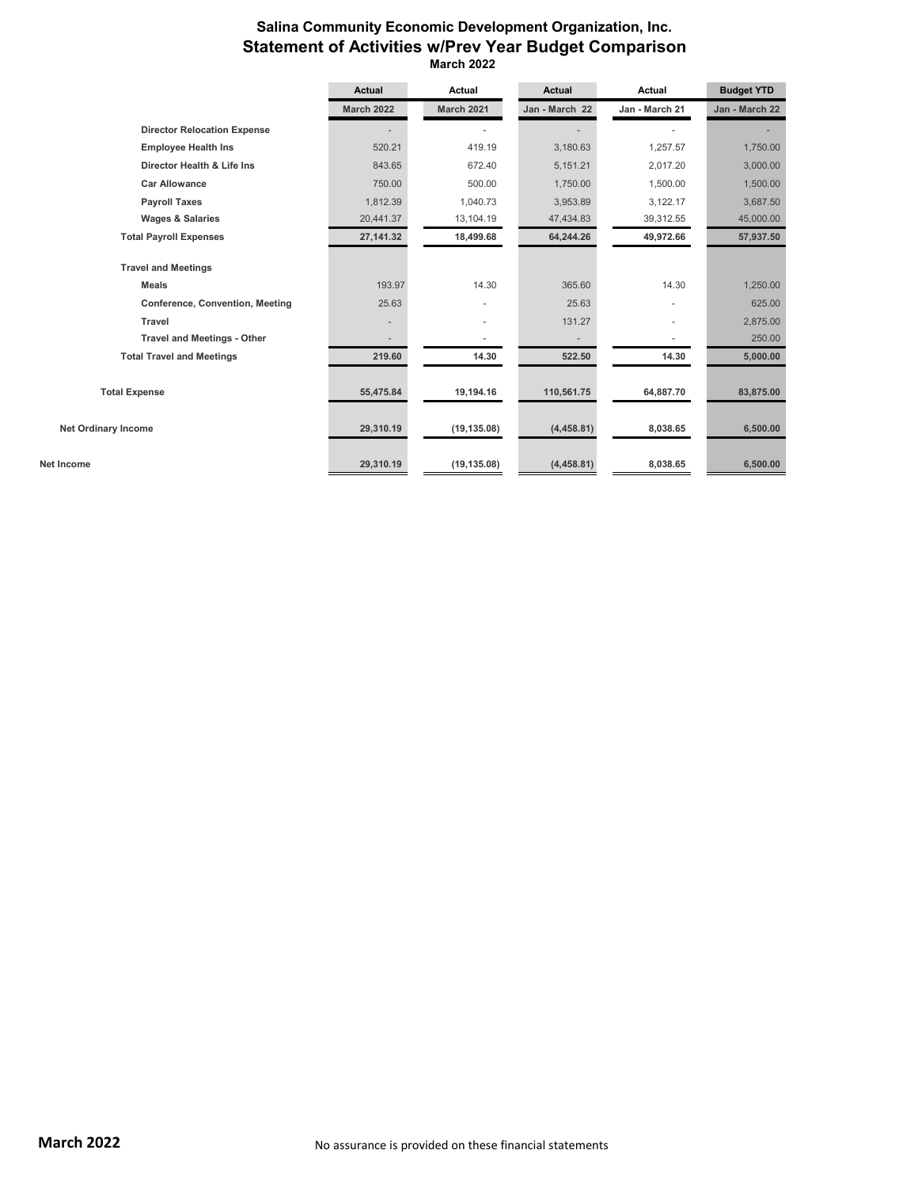# Salina Community Economic Development Organization, Inc.

## Statement of Activities w/Prev Year Budget Comparison

### March 2022

| | Actual | Actual | Actual | Actual | Budget YTD |
|---|---|---|---|---|---|
| | March 2022 | March 2021 | Jan - March 22 | Jan - March 21 | Jan - March 22 |
| **Director Relocation Expense** | - | - | - | - | - |
| **Employee Health Ins** | 520.21 | 419.19 | 3,180.63 | 1,257.57 | 1,750.00 |
| **Director Health & Life Ins** | 843.65 | 672.40 | 5,151.21 | 2,017.20 | 3,000.00 |
| **Car Allowance** | 750.00 | 500.00 | 1,750.00 | 1,500.00 | 1,500.00 |
| **Payroll Taxes** | 1,812.39 | 1,040.73 | 3,953.89 | 3,122.17 | 3,687.50 |
| **Wages & Salaries** | 20,441.37 | 13,104.19 | 47,434.83 | 39,312.55 | 45,000.00 |
| **Total Payroll Expenses** | **27,141.32** | **18,499.68** | **64,244.26** | **49,972.66** | **57,937.50** |
| **Travel and Meetings** | | | | | |
| **Meals** | 193.97 | 14.30 | 365.60 | 14.30 | 1,250.00 |
| **Conference, Convention, Meeting** | 25.63 | - | 25.63 | - | 625.00 |
| **Travel** | - | - | 131.27 | - | 2,875.00 |
| **Travel and Meetings - Other** | - | - | - | - | 250.00 |
| **Total Travel and Meetings** | **219.60** | **14.30** | **522.50** | **14.30** | **5,000.00** |
| **Total Expense** | **55,475.84** | **19,194.16** | **110,561.75** | **64,887.70** | **83,875.00** |
| **Net Ordinary Income** | **29,310.19** | **(19,135.08)** | **(4,458.81)** | **8,038.65** | **6,500.00** |
| **Net Income** | **29,310.19** | **(19,135.08)** | **(4,458.81)** | **8,038.65** | **6,500.00** |

**March 2022**

No assurance is provided on these financial statements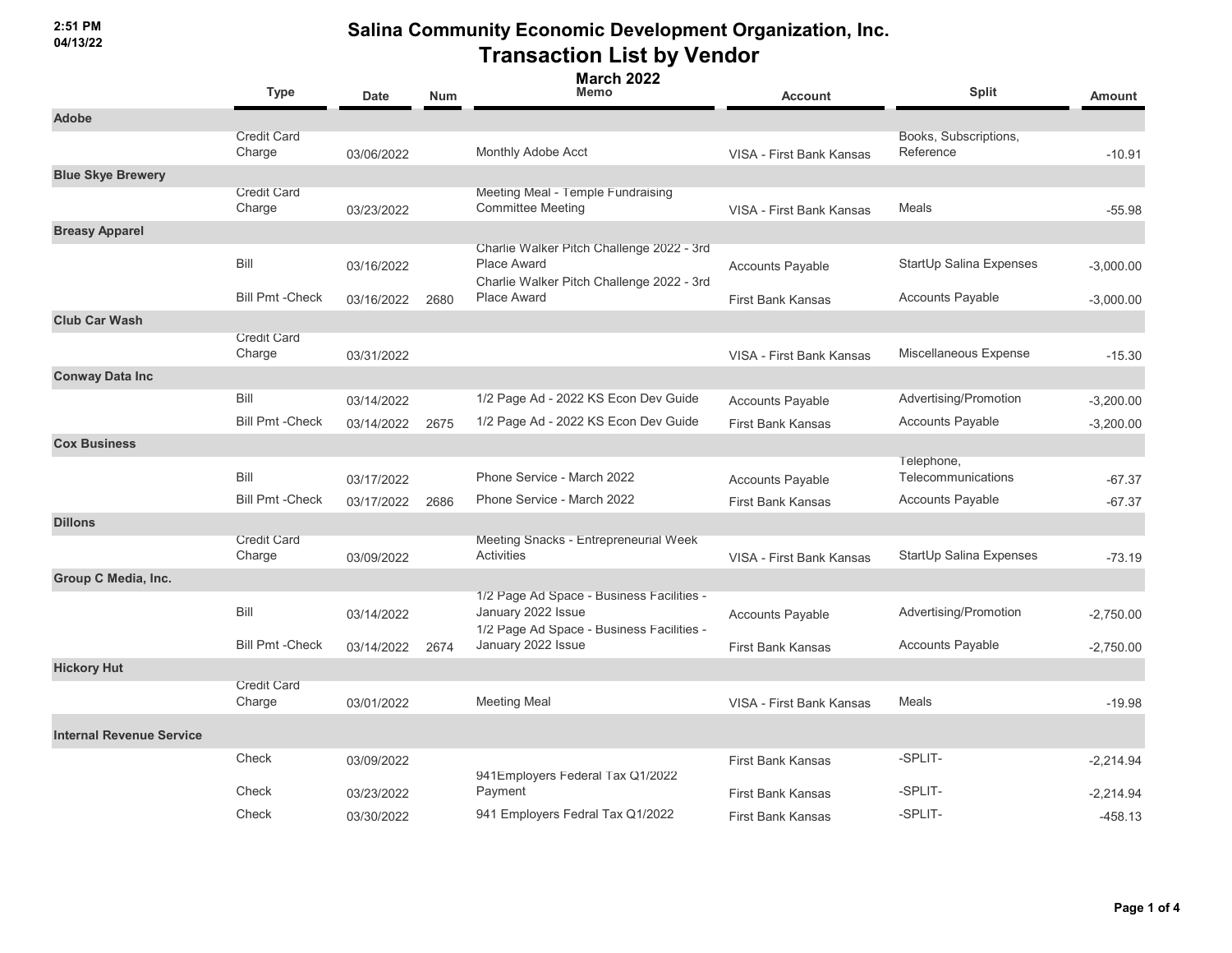2:51 PM
04/13/22

# Salina Community Economic Development Organization, Inc.
## Transaction List by Vendor
### March 2022

| | Type | Date | Num | Memo | Account | Split | Amount |
|---|---|---|---|---|---|---|---|
| **Adobe** | | | | | | | |
| | Credit Card Charge | 03/06/2022 | | Monthly Adobe Acct | VISA - First Bank Kansas | Books, Subscriptions, Reference | -10.91 |
| **Blue Skye Brewery** | | | | | | | |
| | Credit Card Charge | 03/23/2022 | | Meeting Meal - Temple Fundraising Committee Meeting | VISA - First Bank Kansas | Meals | -55.98 |
| **Breasy Apparel** | | | | | | | |
| | Bill | 03/16/2022 | | Charlie Walker Pitch Challenge 2022 - 3rd Place Award | Accounts Payable | StartUp Salina Expenses | -3,000.00 |
| | Bill Pmt -Check | 03/16/2022 | 2680 | Charlie Walker Pitch Challenge 2022 - 3rd Place Award | First Bank Kansas | Accounts Payable | -3,000.00 |
| **Club Car Wash** | | | | | | | |
| | Credit Card Charge | 03/31/2022 | | | VISA - First Bank Kansas | Miscellaneous Expense | -15.30 |
| **Conway Data Inc** | | | | | | | |
| | Bill | 03/14/2022 | | 1/2 Page Ad - 2022 KS Econ Dev Guide | Accounts Payable | Advertising/Promotion | -3,200.00 |
| | Bill Pmt -Check | 03/14/2022 | 2675 | 1/2 Page Ad - 2022 KS Econ Dev Guide | First Bank Kansas | Accounts Payable | -3,200.00 |
| **Cox Business** | | | | | | | |
| | Bill | 03/17/2022 | | Phone Service - March 2022 | Accounts Payable | Telephone, Telecommunications | -67.37 |
| | Bill Pmt -Check | 03/17/2022 | 2686 | Phone Service - March 2022 | First Bank Kansas | Accounts Payable | -67.37 |
| **Dillons** | | | | | | | |
| | Credit Card Charge | 03/09/2022 | | Meeting Snacks - Entrepreneurial Week Activities | VISA - First Bank Kansas | StartUp Salina Expenses | -73.19 |
| **Group C Media, Inc.** | | | | | | | |
| | Bill | 03/14/2022 | | 1/2 Page Ad Space - Business Facilities - January 2022 Issue | Accounts Payable | Advertising/Promotion | -2,750.00 |
| | Bill Pmt -Check | 03/14/2022 | 2674 | 1/2 Page Ad Space - Business Facilities - January 2022 Issue | First Bank Kansas | Accounts Payable | -2,750.00 |
| **Hickory Hut** | | | | | | | |
| | Credit Card Charge | 03/01/2022 | | Meeting Meal | VISA - First Bank Kansas | Meals | -19.98 |
| **Internal Revenue Service** | | | | | | | |
| | Check | 03/09/2022 | | | First Bank Kansas | -SPLIT- | -2,214.94 |
| | Check | 03/23/2022 | | 941Employers Federal Tax Q1/2022 Payment | First Bank Kansas | -SPLIT- | -2,214.94 |
| | Check | 03/30/2022 | | 941 Employers Fedral Tax Q1/2022 | First Bank Kansas | -SPLIT- | -458.13 |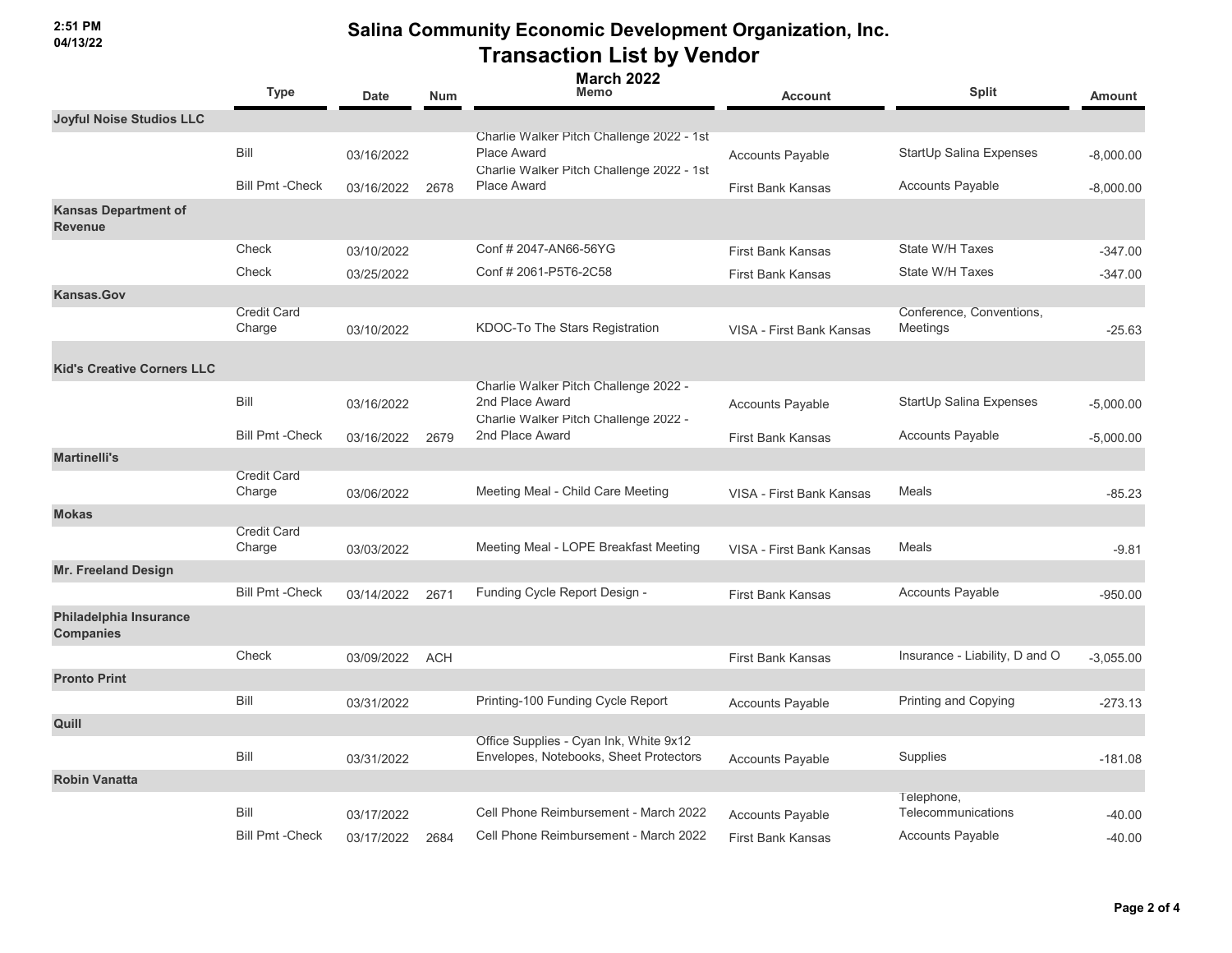# Salina Community Economic Development Organization, Inc.
## Transaction List by Vendor
### March 2022

| | Type | Date | Num | Memo | Account | Split | Amount |
|---|---|---|---|---|---|---|---|
| **Joyful Noise Studios LLC** | | | | | | | |
| | Bill | 03/16/2022 | | Charlie Walker Pitch Challenge 2022 - 1st Place Award | Accounts Payable | StartUp Salina Expenses | -8,000.00 |
| | Bill Pmt -Check | 03/16/2022 | 2678 | Charlie Walker Pitch Challenge 2022 - 1st Place Award | First Bank Kansas | Accounts Payable | -8,000.00 |
| **Kansas Department of Revenue** | | | | | | | |
| | Check | 03/10/2022 | | Conf # 2047-AN66-56YG | First Bank Kansas | State W/H Taxes | -347.00 |
| | Check | 03/25/2022 | | Conf # 2061-P5T6-2C58 | First Bank Kansas | State W/H Taxes | -347.00 |
| **Kansas.Gov** | | | | | | | |
| | Credit Card Charge | 03/10/2022 | | KDOC-To The Stars Registration | VISA - First Bank Kansas | Conference, Conventions, Meetings | -25.63 |
| **Kid's Creative Corners LLC** | | | | | | | |
| | Bill | 03/16/2022 | | Charlie Walker Pitch Challenge 2022 - 2nd Place Award | Accounts Payable | StartUp Salina Expenses | -5,000.00 |
| | Bill Pmt -Check | 03/16/2022 | 2679 | Charlie Walker Pitch Challenge 2022 - 2nd Place Award | First Bank Kansas | Accounts Payable | -5,000.00 |
| **Martinelli's** | | | | | | | |
| | Credit Card Charge | 03/06/2022 | | Meeting Meal - Child Care Meeting | VISA - First Bank Kansas | Meals | -85.23 |
| **Mokas** | | | | | | | |
| | Credit Card Charge | 03/03/2022 | | Meeting Meal - LOPE Breakfast Meeting | VISA - First Bank Kansas | Meals | -9.81 |
| **Mr. Freeland Design** | | | | | | | |
| | Bill Pmt -Check | 03/14/2022 | 2671 | Funding Cycle Report Design - | First Bank Kansas | Accounts Payable | -950.00 |
| **Philadelphia Insurance Companies** | | | | | | | |
| | Check | 03/09/2022 | ACH | | First Bank Kansas | Insurance - Liability, D and O | -3,055.00 |
| **Pronto Print** | | | | | | | |
| | Bill | 03/31/2022 | | Printing-100 Funding Cycle Report | Accounts Payable | Printing and Copying | -273.13 |
| **Quill** | | | | | | | |
| | Bill | 03/31/2022 | | Office Supplies - Cyan Ink, White 9x12 Envelopes, Notebooks, Sheet Protectors | Accounts Payable | Supplies | -181.08 |
| **Robin Vanatta** | | | | | | | |
| | Bill | 03/17/2022 | | Cell Phone Reimbursement - March 2022 | Accounts Payable | Telephone, Telecommunications | -40.00 |
| | Bill Pmt -Check | 03/17/2022 | 2684 | Cell Phone Reimbursement - March 2022 | First Bank Kansas | Accounts Payable | -40.00 |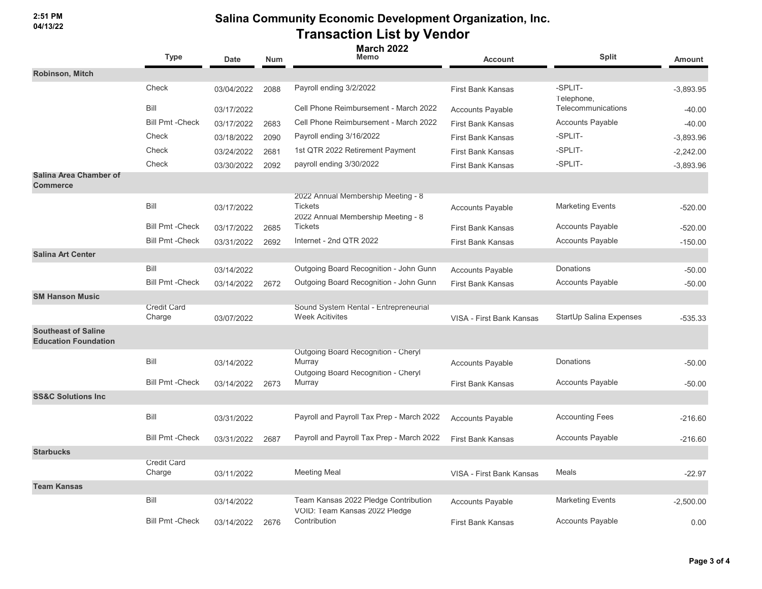# Salina Community Economic Development Organization, Inc.

## Transaction List by Vendor

### March 2022

| | Type | Date | Num | Memo | Account | Split | Amount |
|---|---|---|---|---|---|---|---|
| **Robinson, Mitch** | | | | | | | |
| | Check | 03/04/2022 | 2088 | Payroll ending 3/2/2022 | First Bank Kansas | -SPLIT- | -3,893.95 |
| | Bill | 03/17/2022 | | Cell Phone Reimbursement - March 2022 | Accounts Payable | Telephone, Telecommunications | -40.00 |
| | Bill Pmt -Check | 03/17/2022 | 2683 | Cell Phone Reimbursement - March 2022 | First Bank Kansas | Accounts Payable | -40.00 |
| | Check | 03/18/2022 | 2090 | Payroll ending 3/16/2022 | First Bank Kansas | -SPLIT- | -3,893.96 |
| | Check | 03/24/2022 | 2681 | 1st QTR 2022 Retirement Payment | First Bank Kansas | -SPLIT- | -2,242.00 |
| | Check | 03/30/2022 | 2092 | payroll ending 3/30/2022 | First Bank Kansas | -SPLIT- | -3,893.96 |
| **Salina Area Chamber of Commerce** | | | | | | | |
| | Bill | 03/17/2022 | | 2022 Annual Membership Meeting - 8 Tickets | Accounts Payable | Marketing Events | -520.00 |
| | Bill Pmt -Check | 03/17/2022 | 2685 | 2022 Annual Membership Meeting - 8 Tickets | First Bank Kansas | Accounts Payable | -520.00 |
| | Bill Pmt -Check | 03/31/2022 | 2692 | Internet - 2nd QTR 2022 | First Bank Kansas | Accounts Payable | -150.00 |
| **Salina Art Center** | | | | | | | |
| | Bill | 03/14/2022 | | Outgoing Board Recognition - John Gunn | Accounts Payable | Donations | -50.00 |
| | Bill Pmt -Check | 03/14/2022 | 2672 | Outgoing Board Recognition - John Gunn | First Bank Kansas | Accounts Payable | -50.00 |
| **SM Hanson Music** | | | | | | | |
| | Credit Card Charge | 03/07/2022 | | Sound System Rental - Entrepreneurial Week Acitivites | VISA - First Bank Kansas | StartUp Salina Expenses | -535.33 |
| **Southeast of Saline Education Foundation** | | | | | | | |
| | Bill | 03/14/2022 | | Outgoing Board Recognition - Cheryl Murray | Accounts Payable | Donations | -50.00 |
| | Bill Pmt -Check | 03/14/2022 | 2673 | Outgoing Board Recognition - Cheryl Murray | First Bank Kansas | Accounts Payable | -50.00 |
| **SS&C Solutions Inc** | | | | | | | |
| | Bill | 03/31/2022 | | Payroll and Payroll Tax Prep - March 2022 | Accounts Payable | Accounting Fees | -216.60 |
| | Bill Pmt -Check | 03/31/2022 | 2687 | Payroll and Payroll Tax Prep - March 2022 | First Bank Kansas | Accounts Payable | -216.60 |
| **Starbucks** | | | | | | | |
| | Credit Card Charge | 03/11/2022 | | Meeting Meal | VISA - First Bank Kansas | Meals | -22.97 |
| **Team Kansas** | | | | | | | |
| | Bill | 03/14/2022 | | Team Kansas 2022 Pledge Contribution | Accounts Payable | Marketing Events | -2,500.00 |
| | Bill Pmt -Check | 03/14/2022 | 2676 | VOID: Team Kansas 2022 Pledge Contribution | First Bank Kansas | Accounts Payable | 0.00 |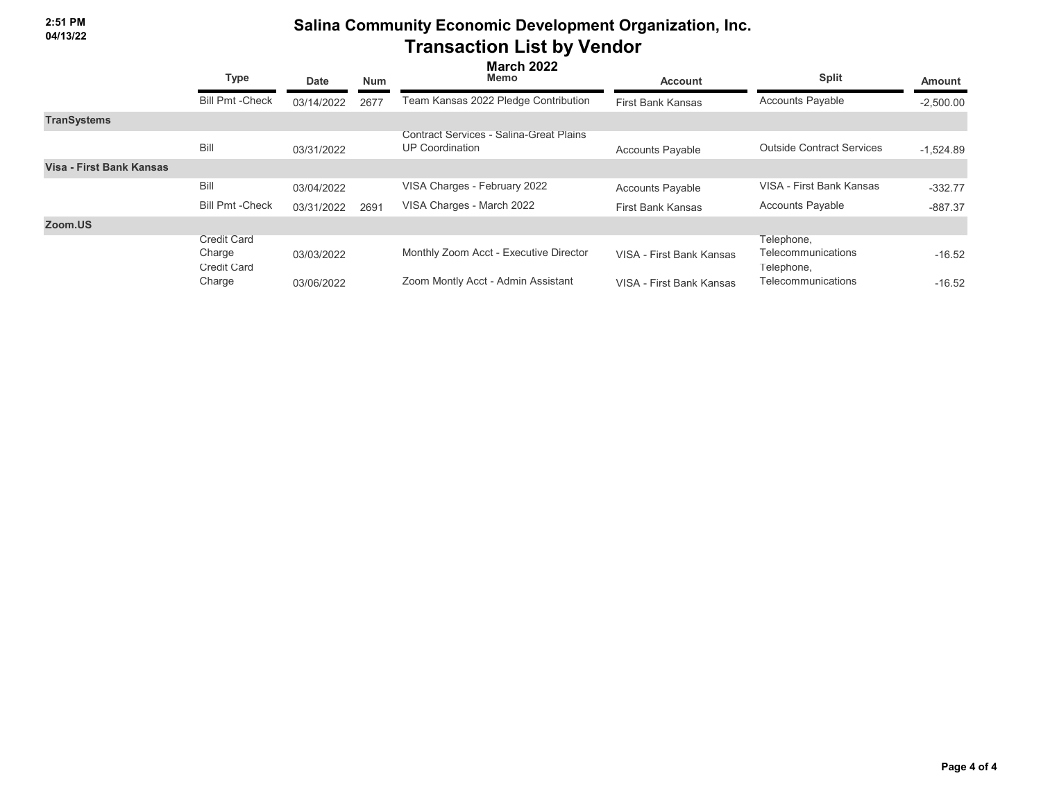# Salina Community Economic Development Organization, Inc.

## Transaction List by Vendor

### March 2022

| | Type | Date | Num | Memo | Account | Split | Amount |
|---|---|---|---|---|---|---|---|
| | Bill Pmt -Check | 03/14/2022 | 2677 | Team Kansas 2022 Pledge Contribution | First Bank Kansas | Accounts Payable | -2,500.00 |
| **TranSystems** | | | | | | | |
| | Bill | 03/31/2022 | | Contract Services - Salina-Great Plains UP Coordination | Accounts Payable | Outside Contract Services | -1,524.89 |
| **Visa - First Bank Kansas** | | | | | | | |
| | Bill | 03/04/2022 | | VISA Charges - February 2022 | Accounts Payable | VISA - First Bank Kansas | -332.77 |
| | Bill Pmt -Check | 03/31/2022 | 2691 | VISA Charges - March 2022 | First Bank Kansas | Accounts Payable | -887.37 |
| **Zoom.US** | | | | | | | |
| | Credit Card Charge | 03/03/2022 | | Monthly Zoom Acct - Executive Director | VISA - First Bank Kansas | Telephone, Telecommunications | -16.52 |
| | Credit Card Charge | 03/06/2022 | | Zoom Montly Acct - Admin Assistant | VISA - First Bank Kansas | Telephone, Telecommunications | -16.52 |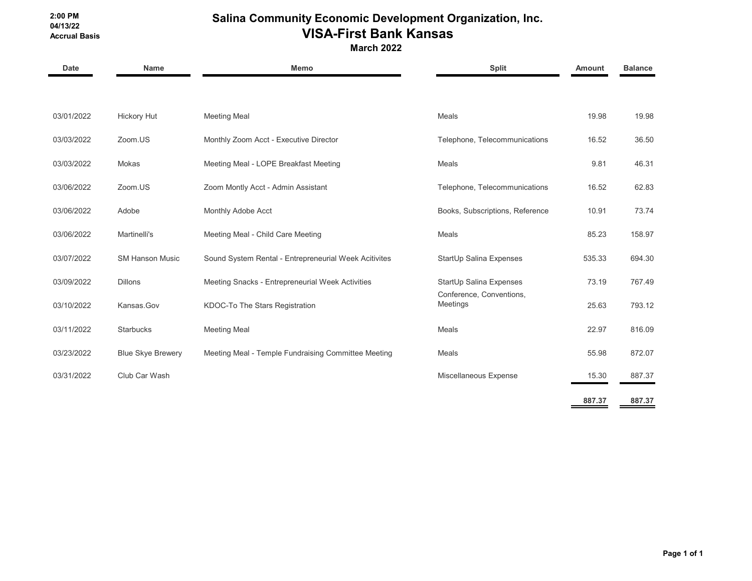2:00 PM
04/13/22
Accrual Basis

# Salina Community Economic Development Organization, Inc.
## VISA-First Bank Kansas
### March 2022

| Date | Name | Memo | Split | Amount | Balance |
|---|---|---|---|---|---|
| 03/01/2022 | Hickory Hut | Meeting Meal | Meals | 19.98 | 19.98 |
| 03/03/2022 | Zoom.US | Monthly Zoom Acct - Executive Director | Telephone, Telecommunications | 16.52 | 36.50 |
| 03/03/2022 | Mokas | Meeting Meal - LOPE Breakfast Meeting | Meals | 9.81 | 46.31 |
| 03/06/2022 | Zoom.US | Zoom Montly Acct - Admin Assistant | Telephone, Telecommunications | 16.52 | 62.83 |
| 03/06/2022 | Adobe | Monthly Adobe Acct | Books, Subscriptions, Reference | 10.91 | 73.74 |
| 03/06/2022 | Martinelli's | Meeting Meal - Child Care Meeting | Meals | 85.23 | 158.97 |
| 03/07/2022 | SM Hanson Music | Sound System Rental - Entrepreneurial Week Acitivites | StartUp Salina Expenses | 535.33 | 694.30 |
| 03/09/2022 | Dillons | Meeting Snacks - Entrepreneurial Week Activities | StartUp Salina Expenses | 73.19 | 767.49 |
| 03/10/2022 | Kansas.Gov | KDOC-To The Stars Registration | Conference, Conventions, Meetings | 25.63 | 793.12 |
| 03/11/2022 | Starbucks | Meeting Meal | Meals | 22.97 | 816.09 |
| 03/23/2022 | Blue Skye Brewery | Meeting Meal - Temple Fundraising Committee Meeting | Meals | 55.98 | 872.07 |
| 03/31/2022 | Club Car Wash | | Miscellaneous Expense | 15.30 | 887.37 |
| | | | | **887.37** | **887.37** |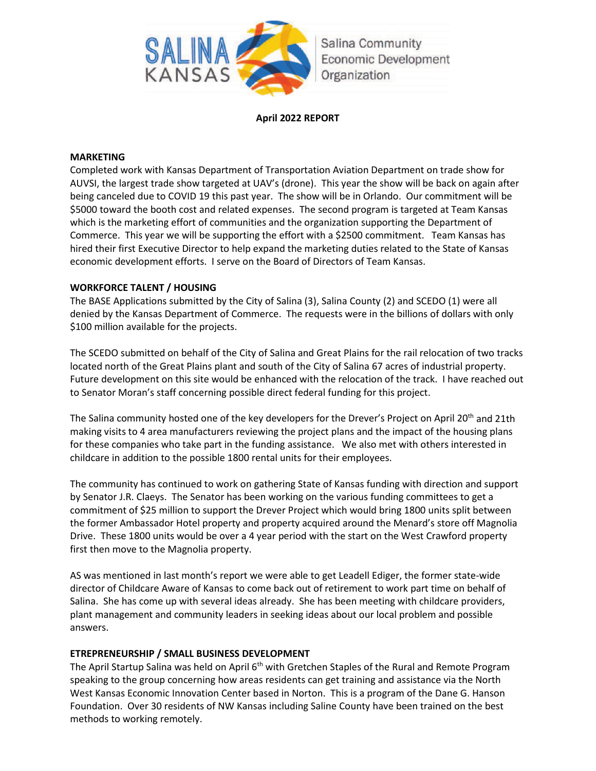Salina Community Economic Development Organization

**April 2022 REPORT**

**MARKETING**

Completed work with Kansas Department of Transportation Aviation Department on trade show for AUVSI, the largest trade show targeted at UAV's (drone). This year the show will be back on again after being canceled due to COVID 19 this past year. The show will be in Orlando. Our commitment will be $5000 toward the booth cost and related expenses. The second program is targeted at Team Kansas which is the marketing effort of communities and the organization supporting the Department of Commerce. This year we will be supporting the effort with a $2500 commitment. Team Kansas has hired their first Executive Director to help expand the marketing duties related to the State of Kansas economic development efforts. I serve on the Board of Directors of Team Kansas.

**WORKFORCE TALENT / HOUSING**

The BASE Applications submitted by the City of Salina (3), Salina County (2) and SCEDO (1) were all denied by the Kansas Department of Commerce. The requests were in the billions of dollars with only $100 million available for the projects.

The SCEDO submitted on behalf of the City of Salina and Great Plains for the rail relocation of two tracks located north of the Great Plains plant and south of the City of Salina 67 acres of industrial property. Future development on this site would be enhanced with the relocation of the track. I have reached out to Senator Moran's staff concerning possible direct federal funding for this project.

The Salina community hosted one of the key developers for the Drever's Project on April 20th and 21th making visits to 4 area manufacturers reviewing the project plans and the impact of the housing plans for these companies who take part in the funding assistance. We also met with others interested in childcare in addition to the possible 1800 rental units for their employees.

The community has continued to work on gathering State of Kansas funding with direction and support by Senator J.R. Claeys. The Senator has been working on the various funding committees to get a commitment of $25 million to support the Drever Project which would bring 1800 units split between the former Ambassador Hotel property and property acquired around the Menard's store off Magnolia Drive. These 1800 units would be over a 4 year period with the start on the West Crawford property first then move to the Magnolia property.

AS was mentioned in last month's report we were able to get Leadell Ediger, the former state-wide director of Childcare Aware of Kansas to come back out of retirement to work part time on behalf of Salina. She has come up with several ideas already. She has been meeting with childcare providers, plant management and community leaders in seeking ideas about our local problem and possible answers.

**ETREPRENEURSHIP / SMALL BUSINESS DEVELOPMENT**

The April Startup Salina was held on April 6th with Gretchen Staples of the Rural and Remote Program speaking to the group concerning how areas residents can get training and assistance via the North West Kansas Economic Innovation Center based in Norton. This is a program of the Dane G. Hanson Foundation. Over 30 residents of NW Kansas including Saline County have been trained on the best methods to working remotely.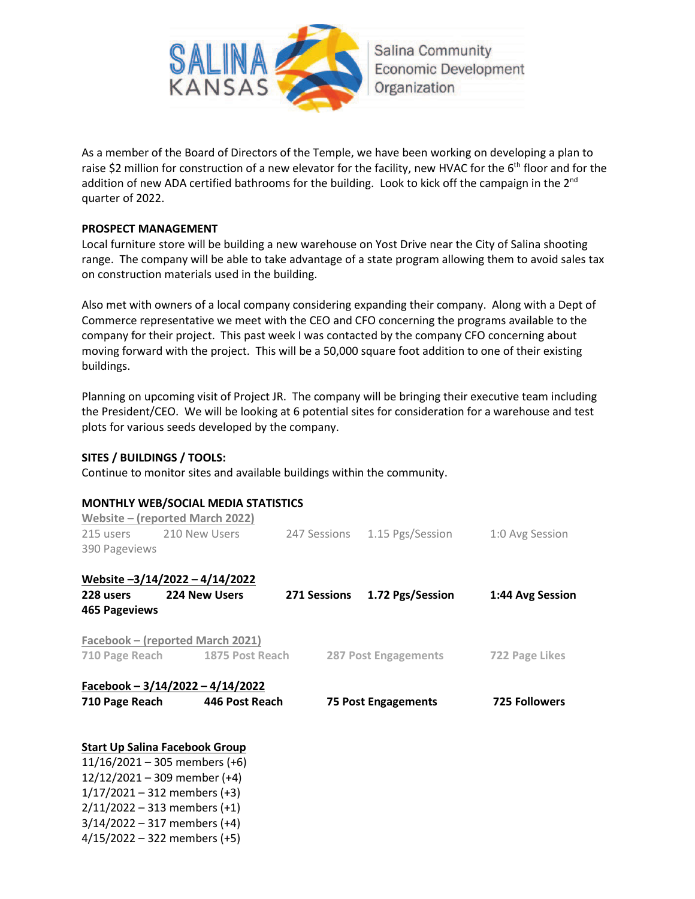As a member of the Board of Directors of the Temple, we have been working on developing a plan to raise $2 million for construction of a new elevator for the facility, new HVAC for the 6th floor and for the addition of new ADA certified bathrooms for the building. Look to kick off the campaign in the 2nd quarter of 2022.

**PROSPECT MANAGEMENT**

Local furniture store will be building a new warehouse on Yost Drive near the City of Salina shooting range. The company will be able to take advantage of a state program allowing them to avoid sales tax on construction materials used in the building.

Also met with owners of a local company considering expanding their company. Along with a Dept of Commerce representative we meet with the CEO and CFO concerning the programs available to the company for their project. This past week I was contacted by the company CFO concerning about moving forward with the project. This will be a 50,000 square foot addition to one of their existing buildings.

Planning on upcoming visit of Project JR. The company will be bringing their executive team including the President/CEO. We will be looking at 6 potential sites for consideration for a warehouse and test plots for various seeds developed by the company.

**SITES / BUILDINGS / TOOLS:**

Continue to monitor sites and available buildings within the community.

**MONTHLY WEB/SOCIAL MEDIA STATISTICS**

Website – (reported March 2022)

215 users 210 New Users 247 Sessions 1.15 Pgs/Session 1:0 Avg Session
390 Pageviews

**Website –3/14/2022 – 4/14/2022**

**228 users 224 New Users 271 Sessions 1.72 Pgs/Session 1:44 Avg Session**
**465 Pageviews**

Facebook – (reported March 2021)

710 Page Reach 1875 Post Reach 287 Post Engagements 722 Page Likes

**Facebook – 3/14/2022 – 4/14/2022**

**710 Page Reach 446 Post Reach 75 Post Engagements 725 Followers**

**Start Up Salina Facebook Group**

11/16/2021 – 305 members (+6)
12/12/2021 – 309 member (+4)
1/17/2021 – 312 members (+3)
2/11/2022 – 313 members (+1)
3/14/2022 – 317 members (+4)
4/15/2022 – 322 members (+5)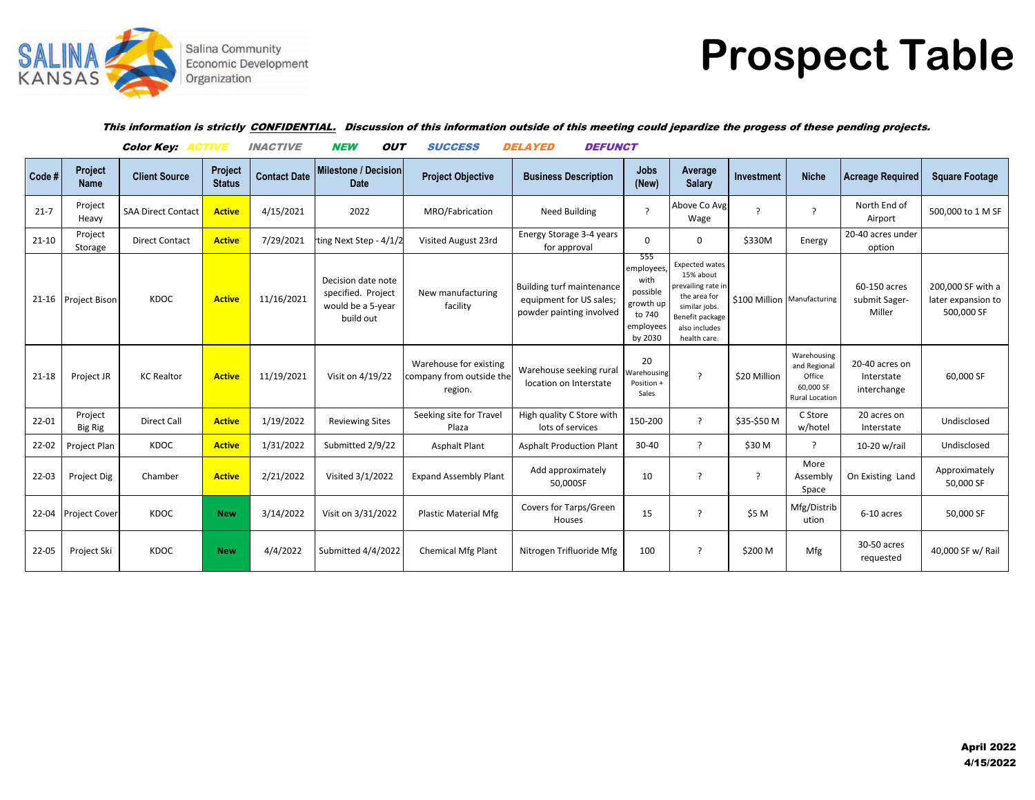Salina Community Economic Development Organization

# Prospect Table

***This information is strictly CONFIDENTIAL. Discussion of this information outside of this meeting could jepardize the progess of these pending projects.***

**Color Key:** *ACTIVE* *INACTIVE* *NEW* *OUT* *SUCCESS* *DELAYED* *DEFUNCT*

| Code # | Project Name | Client Source | Project Status | Contact Date | Milestone / Decision Date | Project Objective | Business Description | Jobs (New) | Average Salary | Investment | Niche | Acreage Required | Square Footage |
|---|---|---|---|---|---|---|---|---|---|---|---|---|---|
| 21-7 | Project Heavy | SAA Direct Contact | Active | 4/15/2021 | 2022 | MRO/Fabrication | Need Building | ? | Above Co Avg Wage | ? | ? | North End of Airport | 500,000 to 1 M SF |
| 21-10 | Project Storage | Direct Contact | Active | 7/29/2021 | ting Next Step - 4/1/2 | Visited August 23rd | Energy Storage 3-4 years for approval | 0 | 0 | $330M | Energy | 20-40 acres under option | |
| 21-16 | Project Bison | KDOC | Active | 11/16/2021 | Decision date note specified. Project would be a 5-year build out | New manufacturing facility | Building turf maintenance equipment for US sales; powder painting involved | 555 employees, with possible growth up to 740 employees by 2030 | Expected wates 15% about prevailing rate in the area for similar jobs. Benefit package also includes health care. | $100 Million | Manufacturing | 60-150 acres submit Sager-Miller | 200,000 SF with a later expansion to 500,000 SF |
| 21-18 | Project JR | KC Realtor | Active | 11/19/2021 | Visit on 4/19/22 | Warehouse for existing company from outside the region. | Warehouse seeking rural location on Interstate | 20 Warehousing Position + Sales | ? | $20 Million | Warehousing and Regional Office 60,000 SF Rural Location | 20-40 acres on Interstate interchange | 60,000 SF |
| 22-01 | Project Big Rig | Direct Call | Active | 1/19/2022 | Reviewing Sites | Seeking site for Travel Plaza | High quality C Store with lots of services | 150-200 | ? | $35-$50 M | C Store w/hotel | 20 acres on Interstate | Undisclosed |
| 22-02 | Project Plan | KDOC | Active | 1/31/2022 | Submitted 2/9/22 | Asphalt Plant | Asphalt Production Plant | 30-40 | ? | $30 M | ? | 10-20 w/rail | Undisclosed |
| 22-03 | Project Dig | Chamber | Active | 2/21/2022 | Visited 3/1/2022 | Expand Assembly Plant | Add approximately 50,000SF | 10 | ? | ? | More Assembly Space | On Existing Land | Approximately 50,000 SF |
| 22-04 | Project Cover | KDOC | New | 3/14/2022 | Visit on 3/31/2022 | Plastic Material Mfg | Covers for Tarps/Green Houses | 15 | ? | $5 M | Mfg/Distribution | 6-10 acres | 50,000 SF |
| 22-05 | Project Ski | KDOC | New | 4/4/2022 | Submitted 4/4/2022 | Chemical Mfg Plant | Nitrogen Trifluoride Mfg | 100 | ? | $200 M | Mfg | 30-50 acres requested | 40,000 SF w/ Rail |

**April 2022**
**4/15/2022**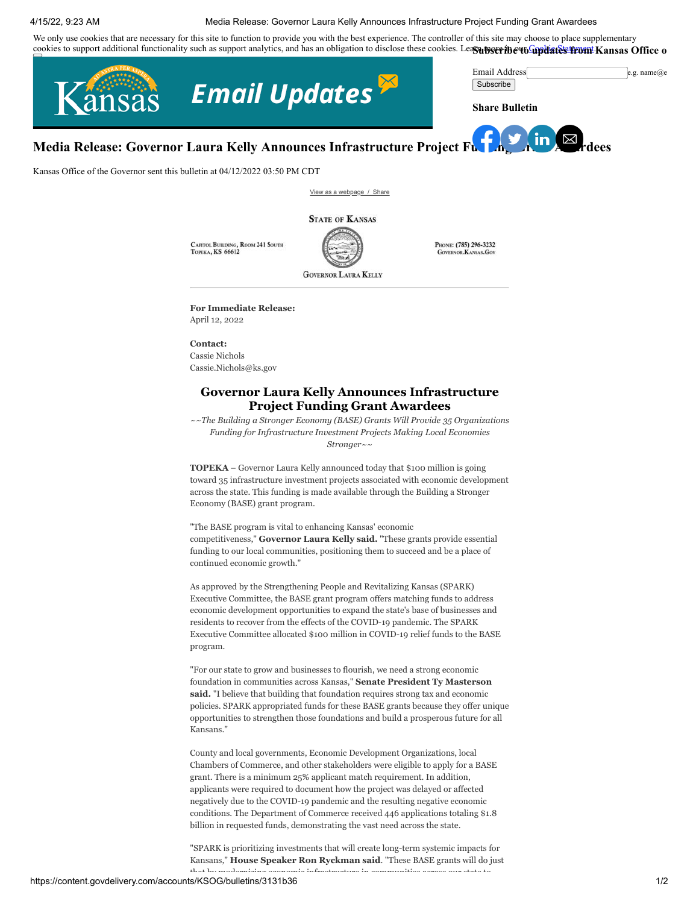We only use cookies that are necessary for this site to function to provide you with the best experience. The controller of this site may choose to place supplementary cookies to support additional functionality such as support analytics, and has an obligation to disclose these cookies. Learn more in our Cookie Statement.

Kansas Email Updates

**Subscribe to updates from Kansas Office o**

Email Address e.g. name@e

Subscribe

**Share Bulletin**

# Media Release: Governor Laura Kelly Announces Infrastructure Project Funding Grant Awardees

Kansas Office of the Governor sent this bulletin at 04/12/2022 03:50 PM CDT

View as a webpage / Share

STATE OF KANSAS

CAPITOL BUILDING, ROOM 241 SOUTH
TOPEKA, KS 66612

PHONE: (785) 296-3232
GOVERNOR.KANSAS.GOV

GOVERNOR LAURA KELLY

**For Immediate Release:**
April 12, 2022

**Contact:**
Cassie Nichols
Cassie.Nichols@ks.gov

## Governor Laura Kelly Announces Infrastructure Project Funding Grant Awardees

*~~The Building a Stronger Economy (BASE) Grants Will Provide 35 Organizations Funding for Infrastructure Investment Projects Making Local Economies Stronger~~*

**TOPEKA** – Governor Laura Kelly announced today that $100 million is going toward 35 infrastructure investment projects associated with economic development across the state. This funding is made available through the Building a Stronger Economy (BASE) grant program.

"The BASE program is vital to enhancing Kansas' economic competitiveness," **Governor Laura Kelly said.** "These grants provide essential funding to our local communities, positioning them to succeed and be a place of continued economic growth."

As approved by the Strengthening People and Revitalizing Kansas (SPARK) Executive Committee, the BASE grant program offers matching funds to address economic development opportunities to expand the state's base of businesses and residents to recover from the effects of the COVID-19 pandemic. The SPARK Executive Committee allocated $100 million in COVID-19 relief funds to the BASE program.

"For our state to grow and businesses to flourish, we need a strong economic foundation in communities across Kansas," **Senate President Ty Masterson said.** "I believe that building that foundation requires strong tax and economic policies. SPARK appropriated funds for these BASE grants because they offer unique opportunities to strengthen those foundations and build a prosperous future for all Kansans."

County and local governments, Economic Development Organizations, local Chambers of Commerce, and other stakeholders were eligible to apply for a BASE grant. There is a minimum 25% applicant match requirement. In addition, applicants were required to document how the project was delayed or affected negatively due to the COVID-19 pandemic and the resulting negative economic conditions. The Department of Commerce received 446 applications totaling $1.8 billion in requested funds, demonstrating the vast need across the state.

"SPARK is prioritizing investments that will create long-term systemic impacts for Kansans," **House Speaker Ron Ryckman said**. "These BASE grants will do just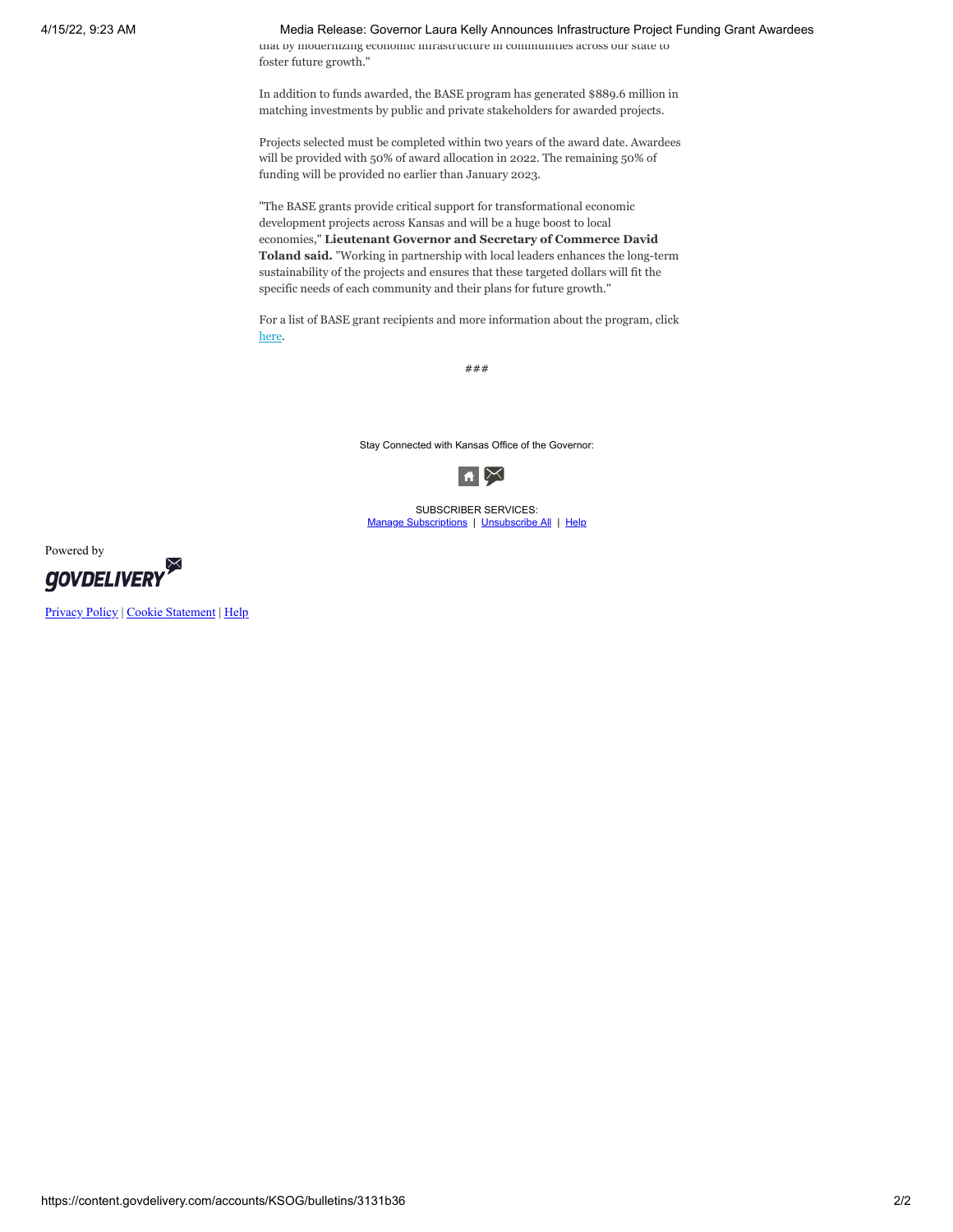that by modernizing economic infrastructure in communities across our state to foster future growth."

In addition to funds awarded, the BASE program has generated $889.6 million in matching investments by public and private stakeholders for awarded projects.

Projects selected must be completed within two years of the award date. Awardees will be provided with 50% of award allocation in 2022. The remaining 50% of funding will be provided no earlier than January 2023.

"The BASE grants provide critical support for transformational economic development projects across Kansas and will be a huge boost to local economies," **Lieutenant Governor and Secretary of Commerce David Toland said.** "Working in partnership with local leaders enhances the long-term sustainability of the projects and ensures that these targeted dollars will fit the specific needs of each community and their plans for future growth."

For a list of BASE grant recipients and more information about the program, click here.

###

Stay Connected with Kansas Office of the Governor:

SUBSCRIBER SERVICES:
Manage Subscriptions | Unsubscribe All | Help

Powered by GOVDELIVERY

Privacy Policy | Cookie Statement | Help